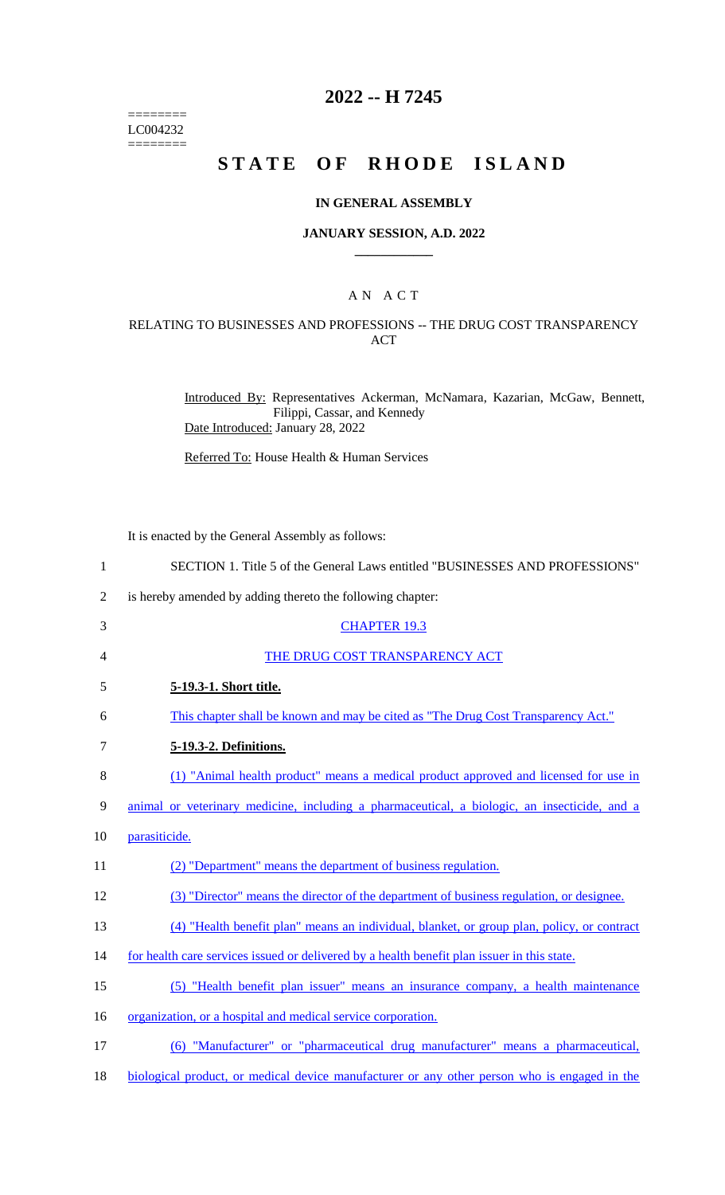========
LC004232
========

# 2022 -- H 7245

# STATE OF RHODE ISLAND

## IN GENERAL ASSEMBLY

### JANUARY SESSION, A.D. 2022

## A N A C T

### RELATING TO BUSINESSES AND PROFESSIONS -- THE DRUG COST TRANSPARENCY ACT

Introduced By: Representatives Ackerman, McNamara, Kazarian, McGaw, Bennett, Filippi, Cassar, and Kennedy

Date Introduced: January 28, 2022

Referred To: House Health & Human Services

It is enacted by the General Assembly as follows:

1 SECTION 1. Title 5 of the General Laws entitled "BUSINESSES AND PROFESSIONS"

2 is hereby amended by adding thereto the following chapter:

3 CHAPTER 19.3

4 THE DRUG COST TRANSPARENCY ACT

5 **5-19.3-1. Short title.**

6 This chapter shall be known and may be cited as "The Drug Cost Transparency Act."

7 **5-19.3-2. Definitions.**

8 (1) "Animal health product" means a medical product approved and licensed for use in

9 animal or veterinary medicine, including a pharmaceutical, a biologic, an insecticide, and a

10 parasiticide.

11 (2) "Department" means the department of business regulation.

12 (3) "Director" means the director of the department of business regulation, or designee.

13 (4) "Health benefit plan" means an individual, blanket, or group plan, policy, or contract

14 for health care services issued or delivered by a health benefit plan issuer in this state.

15 (5) "Health benefit plan issuer" means an insurance company, a health maintenance

16 organization, or a hospital and medical service corporation.

17 (6) "Manufacturer" or "pharmaceutical drug manufacturer" means a pharmaceutical,

18 biological product, or medical device manufacturer or any other person who is engaged in the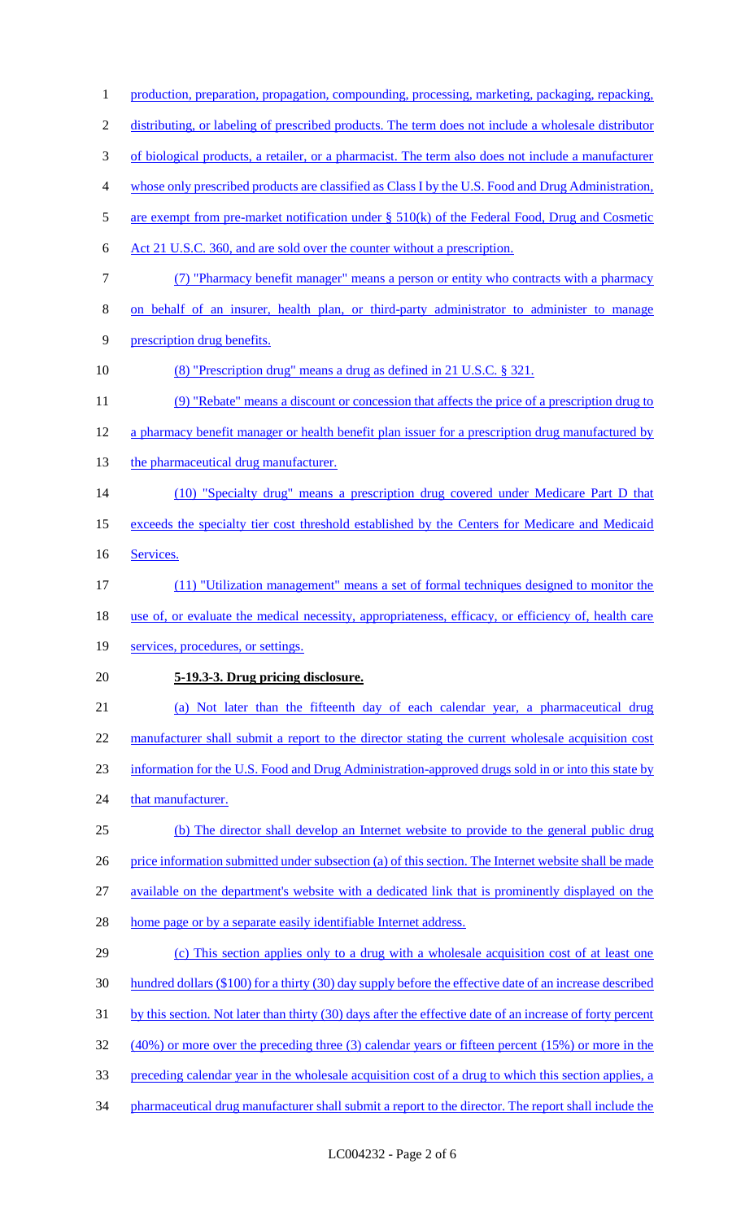production, preparation, propagation, compounding, processing, marketing, packaging, repacking, distributing, or labeling of prescribed products. The term does not include a wholesale distributor of biological products, a retailer, or a pharmacist. The term also does not include a manufacturer whose only prescribed products are classified as Class I by the U.S. Food and Drug Administration, are exempt from pre-market notification under § 510(k) of the Federal Food, Drug and Cosmetic Act 21 U.S.C. 360, and are sold over the counter without a prescription.

(7) "Pharmacy benefit manager" means a person or entity who contracts with a pharmacy on behalf of an insurer, health plan, or third-party administrator to administer to manage prescription drug benefits.

(8) "Prescription drug" means a drug as defined in 21 U.S.C. § 321.

(9) "Rebate" means a discount or concession that affects the price of a prescription drug to a pharmacy benefit manager or health benefit plan issuer for a prescription drug manufactured by the pharmaceutical drug manufacturer.

(10) "Specialty drug" means a prescription drug covered under Medicare Part D that exceeds the specialty tier cost threshold established by the Centers for Medicare and Medicaid Services.

(11) "Utilization management" means a set of formal techniques designed to monitor the use of, or evaluate the medical necessity, appropriateness, efficacy, or efficiency of, health care services, procedures, or settings.

**5-19.3-3. Drug pricing disclosure.**

(a) Not later than the fifteenth day of each calendar year, a pharmaceutical drug manufacturer shall submit a report to the director stating the current wholesale acquisition cost information for the U.S. Food and Drug Administration-approved drugs sold in or into this state by that manufacturer.

(b) The director shall develop an Internet website to provide to the general public drug price information submitted under subsection (a) of this section. The Internet website shall be made available on the department's website with a dedicated link that is prominently displayed on the home page or by a separate easily identifiable Internet address.

(c) This section applies only to a drug with a wholesale acquisition cost of at least one hundred dollars ($100) for a thirty (30) day supply before the effective date of an increase described by this section. Not later than thirty (30) days after the effective date of an increase of forty percent (40%) or more over the preceding three (3) calendar years or fifteen percent (15%) or more in the preceding calendar year in the wholesale acquisition cost of a drug to which this section applies, a pharmaceutical drug manufacturer shall submit a report to the director. The report shall include the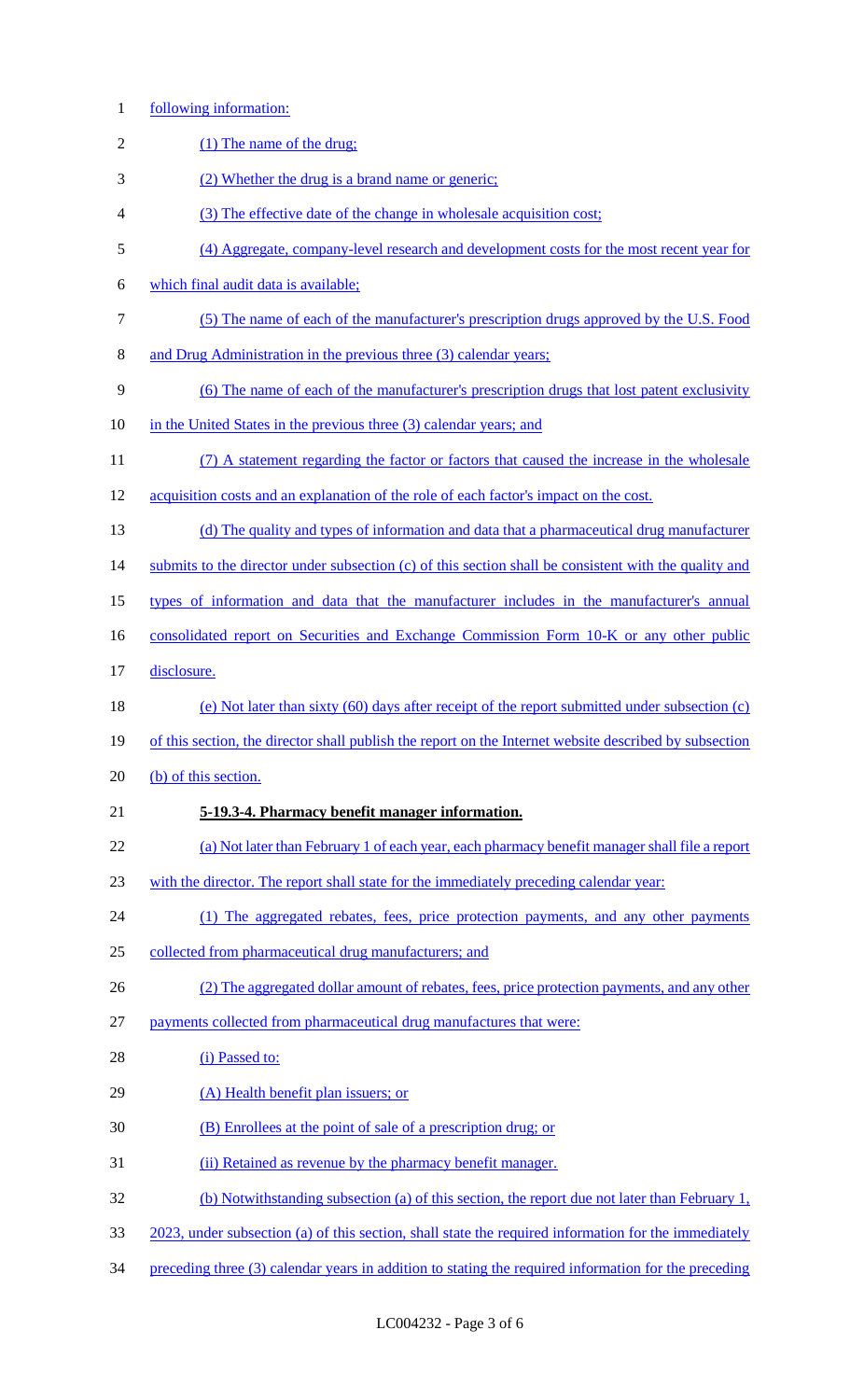following information:

(1) The name of the drug;

(2) Whether the drug is a brand name or generic;

(3) The effective date of the change in wholesale acquisition cost;

(4) Aggregate, company-level research and development costs for the most recent year for which final audit data is available;

(5) The name of each of the manufacturer's prescription drugs approved by the U.S. Food and Drug Administration in the previous three (3) calendar years;

(6) The name of each of the manufacturer's prescription drugs that lost patent exclusivity in the United States in the previous three (3) calendar years; and

(7) A statement regarding the factor or factors that caused the increase in the wholesale acquisition costs and an explanation of the role of each factor's impact on the cost.

(d) The quality and types of information and data that a pharmaceutical drug manufacturer submits to the director under subsection (c) of this section shall be consistent with the quality and types of information and data that the manufacturer includes in the manufacturer's annual consolidated report on Securities and Exchange Commission Form 10-K or any other public disclosure.

(e) Not later than sixty (60) days after receipt of the report submitted under subsection (c) of this section, the director shall publish the report on the Internet website described by subsection (b) of this section.

**5-19.3-4. Pharmacy benefit manager information.**

(a) Not later than February 1 of each year, each pharmacy benefit manager shall file a report with the director. The report shall state for the immediately preceding calendar year:

(1) The aggregated rebates, fees, price protection payments, and any other payments collected from pharmaceutical drug manufacturers; and

(2) The aggregated dollar amount of rebates, fees, price protection payments, and any other payments collected from pharmaceutical drug manufactures that were:

(i) Passed to:

(A) Health benefit plan issuers; or

(B) Enrollees at the point of sale of a prescription drug; or

(ii) Retained as revenue by the pharmacy benefit manager.

(b) Notwithstanding subsection (a) of this section, the report due not later than February 1, 2023, under subsection (a) of this section, shall state the required information for the immediately preceding three (3) calendar years in addition to stating the required information for the preceding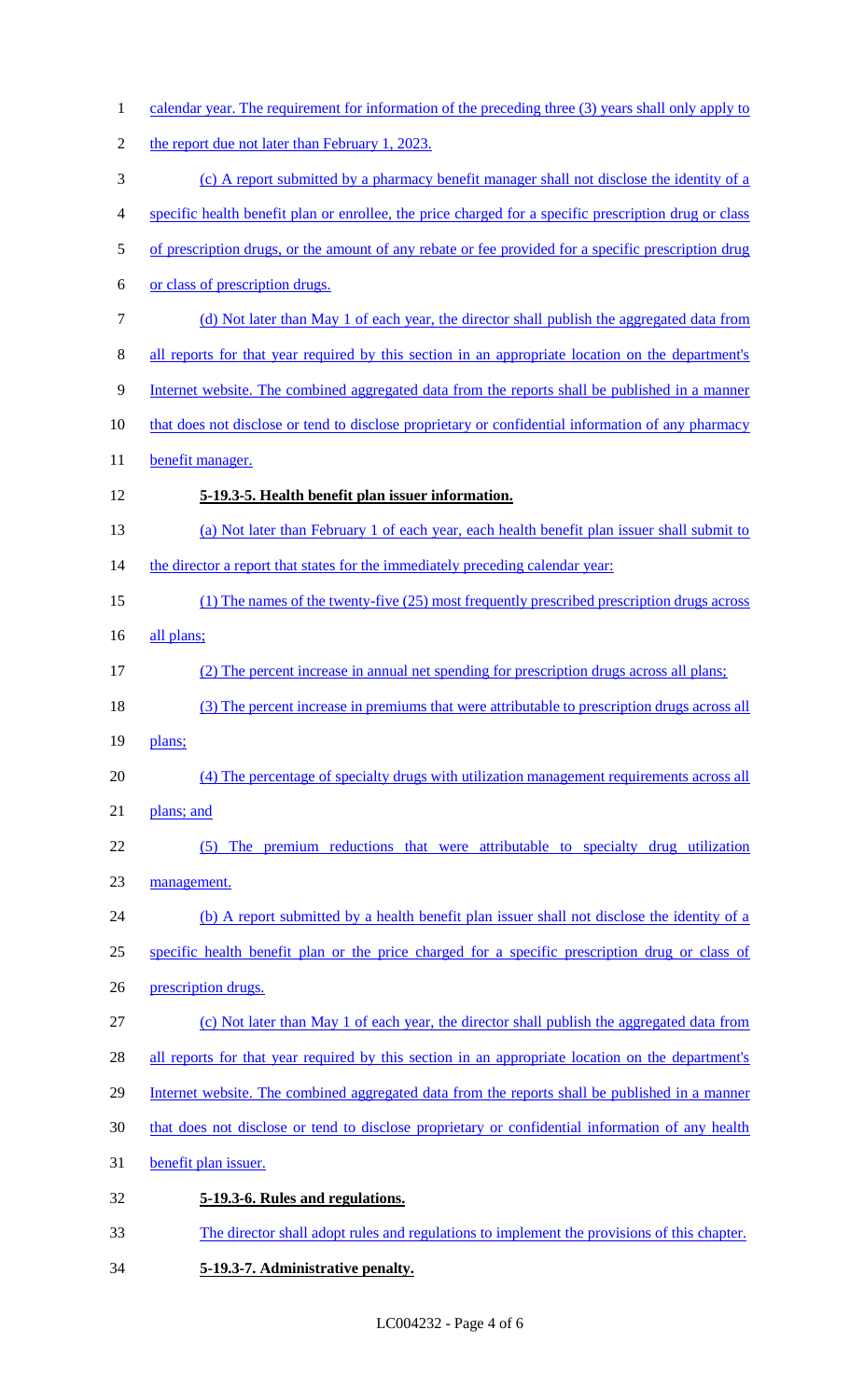calendar year. The requirement for information of the preceding three (3) years shall only apply to the report due not later than February 1, 2023.

(c) A report submitted by a pharmacy benefit manager shall not disclose the identity of a specific health benefit plan or enrollee, the price charged for a specific prescription drug or class of prescription drugs, or the amount of any rebate or fee provided for a specific prescription drug or class of prescription drugs.

(d) Not later than May 1 of each year, the director shall publish the aggregated data from all reports for that year required by this section in an appropriate location on the department's Internet website. The combined aggregated data from the reports shall be published in a manner that does not disclose or tend to disclose proprietary or confidential information of any pharmacy benefit manager.

**5-19.3-5. Health benefit plan issuer information.**

(a) Not later than February 1 of each year, each health benefit plan issuer shall submit to the director a report that states for the immediately preceding calendar year:

(1) The names of the twenty-five (25) most frequently prescribed prescription drugs across all plans;

(2) The percent increase in annual net spending for prescription drugs across all plans;

(3) The percent increase in premiums that were attributable to prescription drugs across all plans;

(4) The percentage of specialty drugs with utilization management requirements across all plans; and

(5) The premium reductions that were attributable to specialty drug utilization management.

(b) A report submitted by a health benefit plan issuer shall not disclose the identity of a specific health benefit plan or the price charged for a specific prescription drug or class of prescription drugs.

(c) Not later than May 1 of each year, the director shall publish the aggregated data from all reports for that year required by this section in an appropriate location on the department's Internet website. The combined aggregated data from the reports shall be published in a manner that does not disclose or tend to disclose proprietary or confidential information of any health benefit plan issuer.

**5-19.3-6. Rules and regulations.**

The director shall adopt rules and regulations to implement the provisions of this chapter.

**5-19.3-7. Administrative penalty.**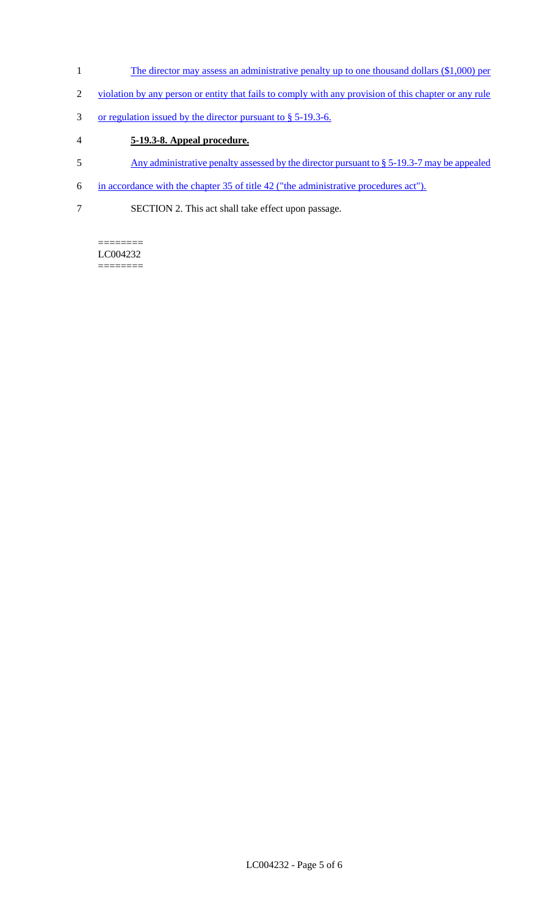The director may assess an administrative penalty up to one thousand dollars ($1,000) per violation by any person or entity that fails to comply with any provision of this chapter or any rule or regulation issued by the director pursuant to § 5-19.3-6.

**5-19.3-8. Appeal procedure.**

Any administrative penalty assessed by the director pursuant to § 5-19.3-7 may be appealed in accordance with the chapter 35 of title 42 ("the administrative procedures act").

SECTION 2. This act shall take effect upon passage.

========
LC004232
========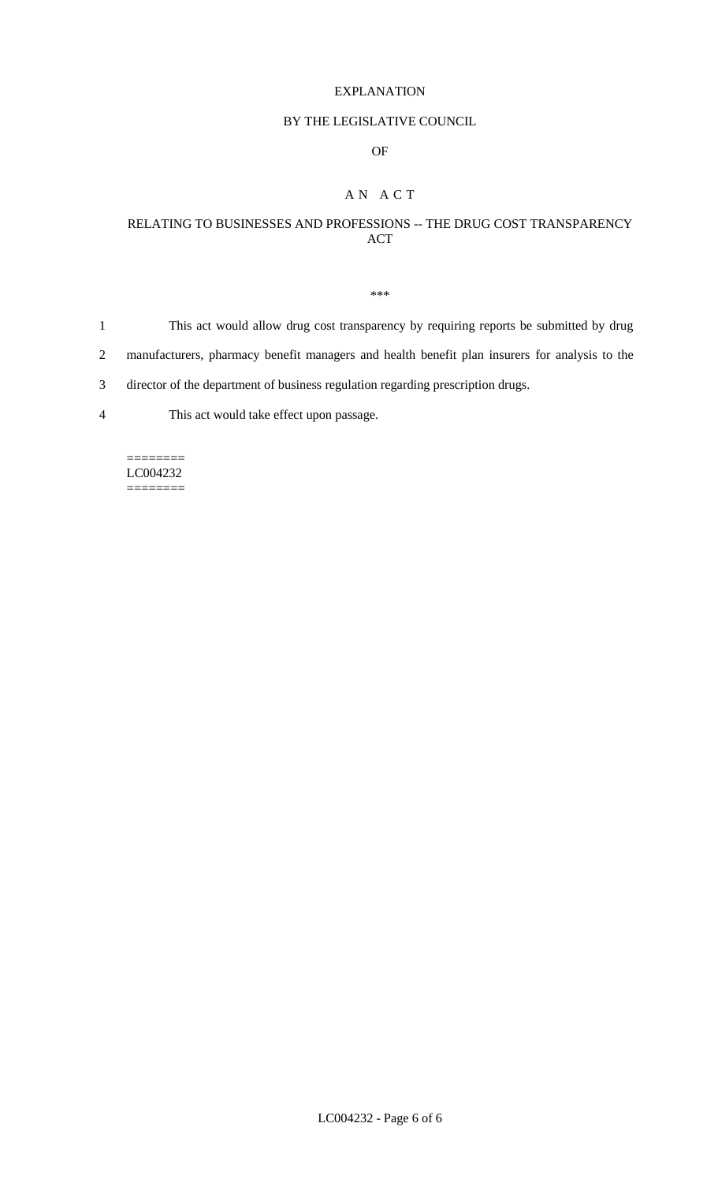EXPLANATION

BY THE LEGISLATIVE COUNCIL

OF

A N A C T

RELATING TO BUSINESSES AND PROFESSIONS -- THE DRUG COST TRANSPARENCY ACT

***

This act would allow drug cost transparency by requiring reports be submitted by drug manufacturers, pharmacy benefit managers and health benefit plan insurers for analysis to the director of the department of business regulation regarding prescription drugs.

This act would take effect upon passage.

========
LC004232
========